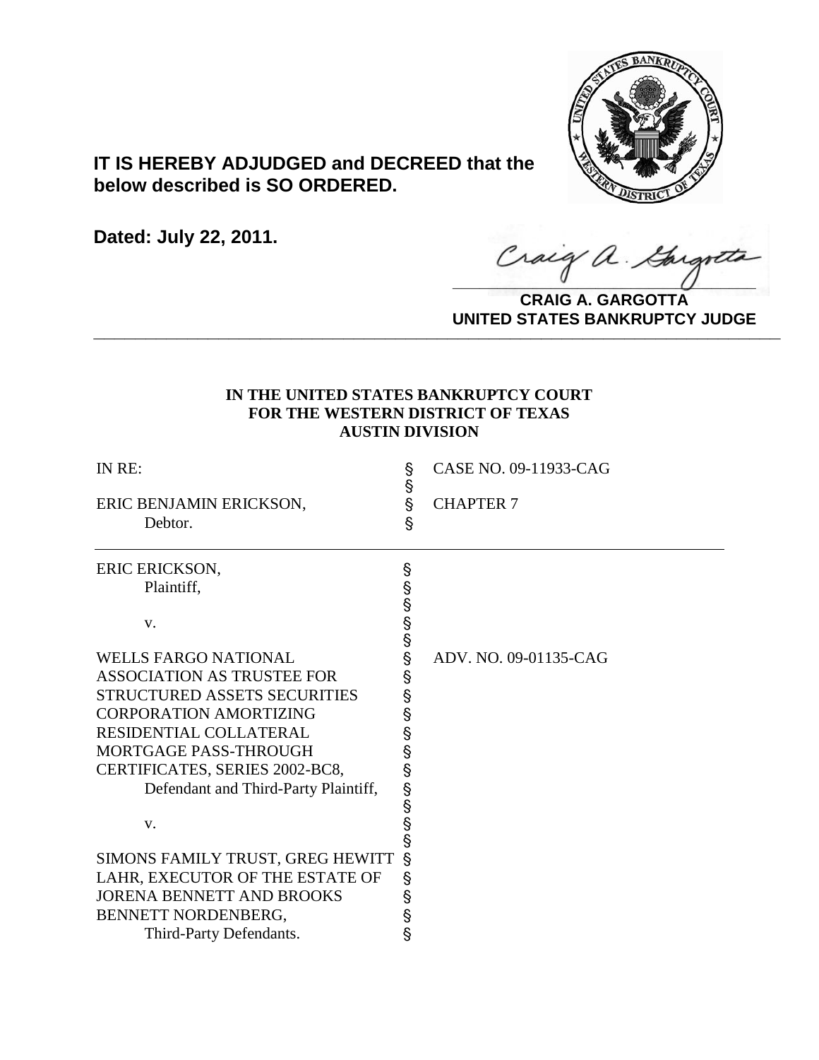**IT IS HEREBY ADJUDGED and DECREED that the below described is SO ORDERED.**

**Dated: July 22, 2011.**

**CRAIG A. GARGOTTA**
**UNITED STATES BANKRUPTCY JUDGE**

---

**IN THE UNITED STATES BANKRUPTCY COURT**
**FOR THE WESTERN DISTRICT OF TEXAS**
**AUSTIN DIVISION**

| | | |
|---|---|---|
| IN RE: | § | CASE NO. 09-11933-CAG |
| | § | |
| ERIC BENJAMIN ERICKSON, | § | CHAPTER 7 |
| Debtor. | § | |

| | | |
|---|---|---|
| ERIC ERICKSON, | § | |
| Plaintiff, | § | |
| | § | |
| v. | § | |
| | § | |
| WELLS FARGO NATIONAL ASSOCIATION AS TRUSTEE FOR STRUCTURED ASSETS SECURITIES CORPORATION AMORTIZING RESIDENTIAL COLLATERAL MORTGAGE PASS-THROUGH CERTIFICATES, SERIES 2002-BC8, | § | ADV. NO. 09-01135-CAG |
| Defendant and Third-Party Plaintiff, | § | |
| | § | |
| v. | § | |
| | § | |
| SIMONS FAMILY TRUST, GREG HEWITT LAHR, EXECUTOR OF THE ESTATE OF JORENA BENNETT AND BROOKS BENNETT NORDENBERG, | § | |
| Third-Party Defendants. | § | |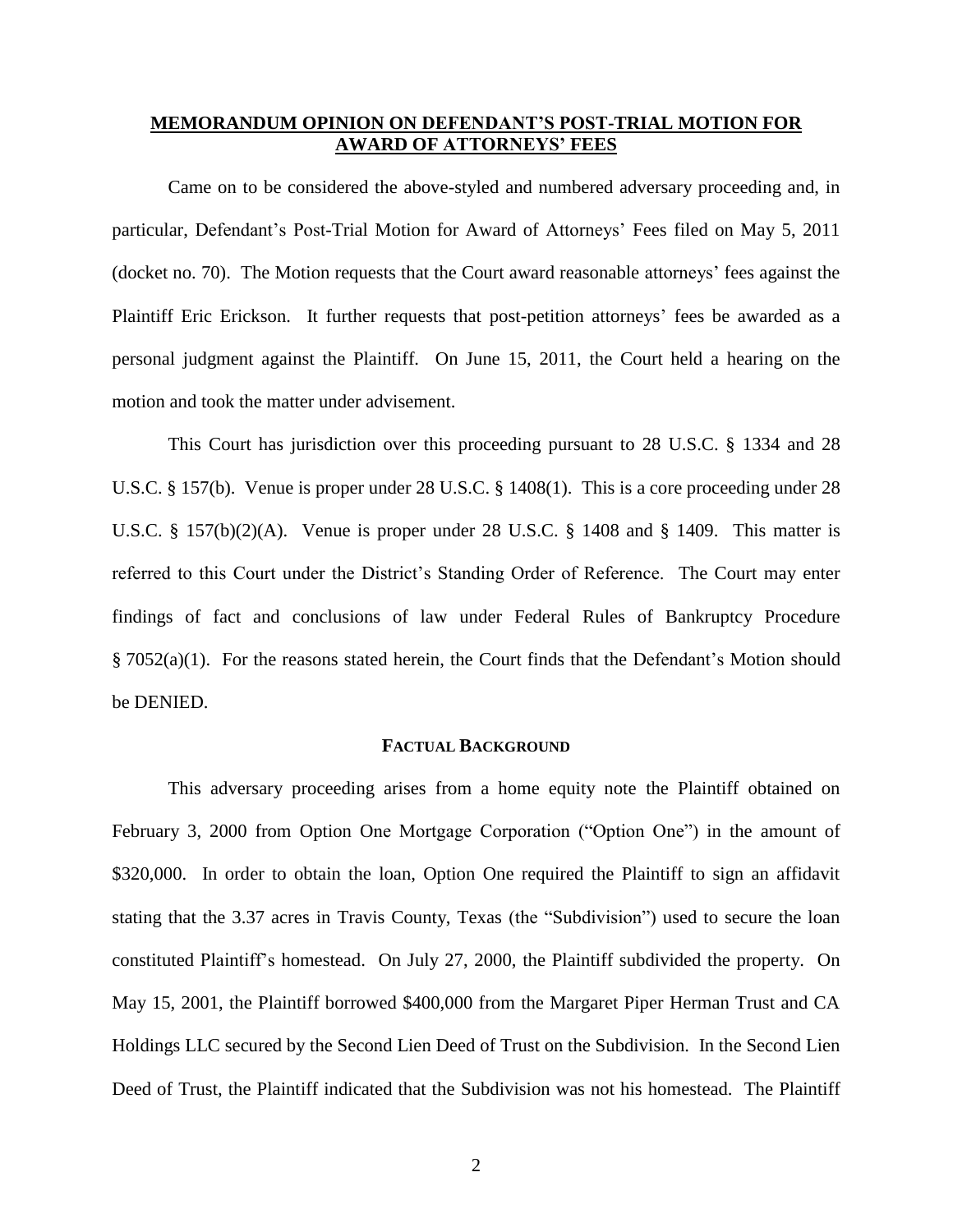## MEMORANDUM OPINION ON DEFENDANT'S POST-TRIAL MOTION FOR AWARD OF ATTORNEYS' FEES

Came on to be considered the above-styled and numbered adversary proceeding and, in particular, Defendant's Post-Trial Motion for Award of Attorneys' Fees filed on May 5, 2011 (docket no. 70). The Motion requests that the Court award reasonable attorneys' fees against the Plaintiff Eric Erickson. It further requests that post-petition attorneys' fees be awarded as a personal judgment against the Plaintiff. On June 15, 2011, the Court held a hearing on the motion and took the matter under advisement.

This Court has jurisdiction over this proceeding pursuant to 28 U.S.C. § 1334 and 28 U.S.C. § 157(b). Venue is proper under 28 U.S.C. § 1408(1). This is a core proceeding under 28 U.S.C. § 157(b)(2)(A). Venue is proper under 28 U.S.C. § 1408 and § 1409. This matter is referred to this Court under the District's Standing Order of Reference. The Court may enter findings of fact and conclusions of law under Federal Rules of Bankruptcy Procedure § 7052(a)(1). For the reasons stated herein, the Court finds that the Defendant's Motion should be DENIED.

### FACTUAL BACKGROUND

This adversary proceeding arises from a home equity note the Plaintiff obtained on February 3, 2000 from Option One Mortgage Corporation ("Option One") in the amount of \$320,000. In order to obtain the loan, Option One required the Plaintiff to sign an affidavit stating that the 3.37 acres in Travis County, Texas (the "Subdivision") used to secure the loan constituted Plaintiff's homestead. On July 27, 2000, the Plaintiff subdivided the property. On May 15, 2001, the Plaintiff borrowed \$400,000 from the Margaret Piper Herman Trust and CA Holdings LLC secured by the Second Lien Deed of Trust on the Subdivision. In the Second Lien Deed of Trust, the Plaintiff indicated that the Subdivision was not his homestead. The Plaintiff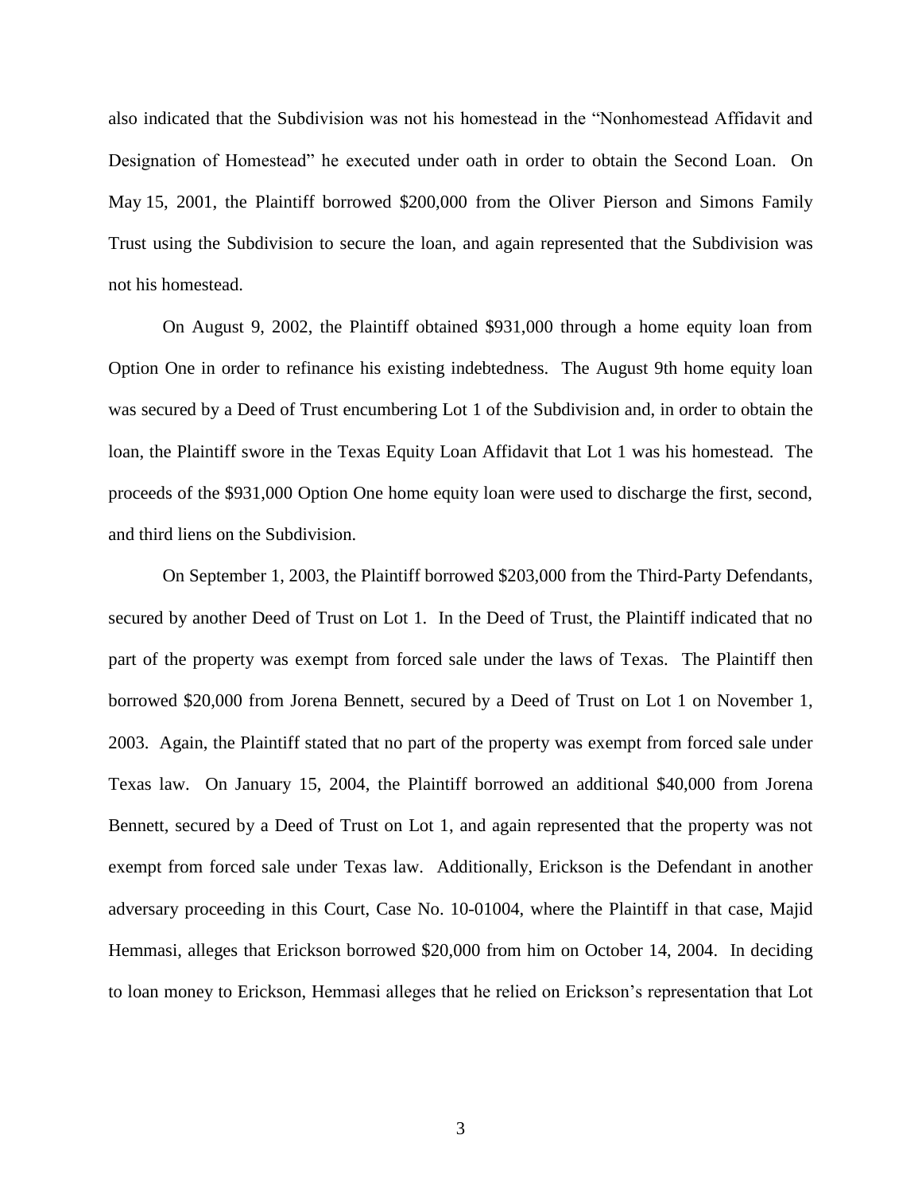also indicated that the Subdivision was not his homestead in the "Nonhomestead Affidavit and Designation of Homestead" he executed under oath in order to obtain the Second Loan. On May 15, 2001, the Plaintiff borrowed $200,000 from the Oliver Pierson and Simons Family Trust using the Subdivision to secure the loan, and again represented that the Subdivision was not his homestead.

On August 9, 2002, the Plaintiff obtained $931,000 through a home equity loan from Option One in order to refinance his existing indebtedness. The August 9th home equity loan was secured by a Deed of Trust encumbering Lot 1 of the Subdivision and, in order to obtain the loan, the Plaintiff swore in the Texas Equity Loan Affidavit that Lot 1 was his homestead. The proceeds of the $931,000 Option One home equity loan were used to discharge the first, second, and third liens on the Subdivision.

On September 1, 2003, the Plaintiff borrowed $203,000 from the Third-Party Defendants, secured by another Deed of Trust on Lot 1. In the Deed of Trust, the Plaintiff indicated that no part of the property was exempt from forced sale under the laws of Texas. The Plaintiff then borrowed $20,000 from Jorena Bennett, secured by a Deed of Trust on Lot 1 on November 1, 2003. Again, the Plaintiff stated that no part of the property was exempt from forced sale under Texas law. On January 15, 2004, the Plaintiff borrowed an additional $40,000 from Jorena Bennett, secured by a Deed of Trust on Lot 1, and again represented that the property was not exempt from forced sale under Texas law. Additionally, Erickson is the Defendant in another adversary proceeding in this Court, Case No. 10-01004, where the Plaintiff in that case, Majid Hemmasi, alleges that Erickson borrowed $20,000 from him on October 14, 2004. In deciding to loan money to Erickson, Hemmasi alleges that he relied on Erickson's representation that Lot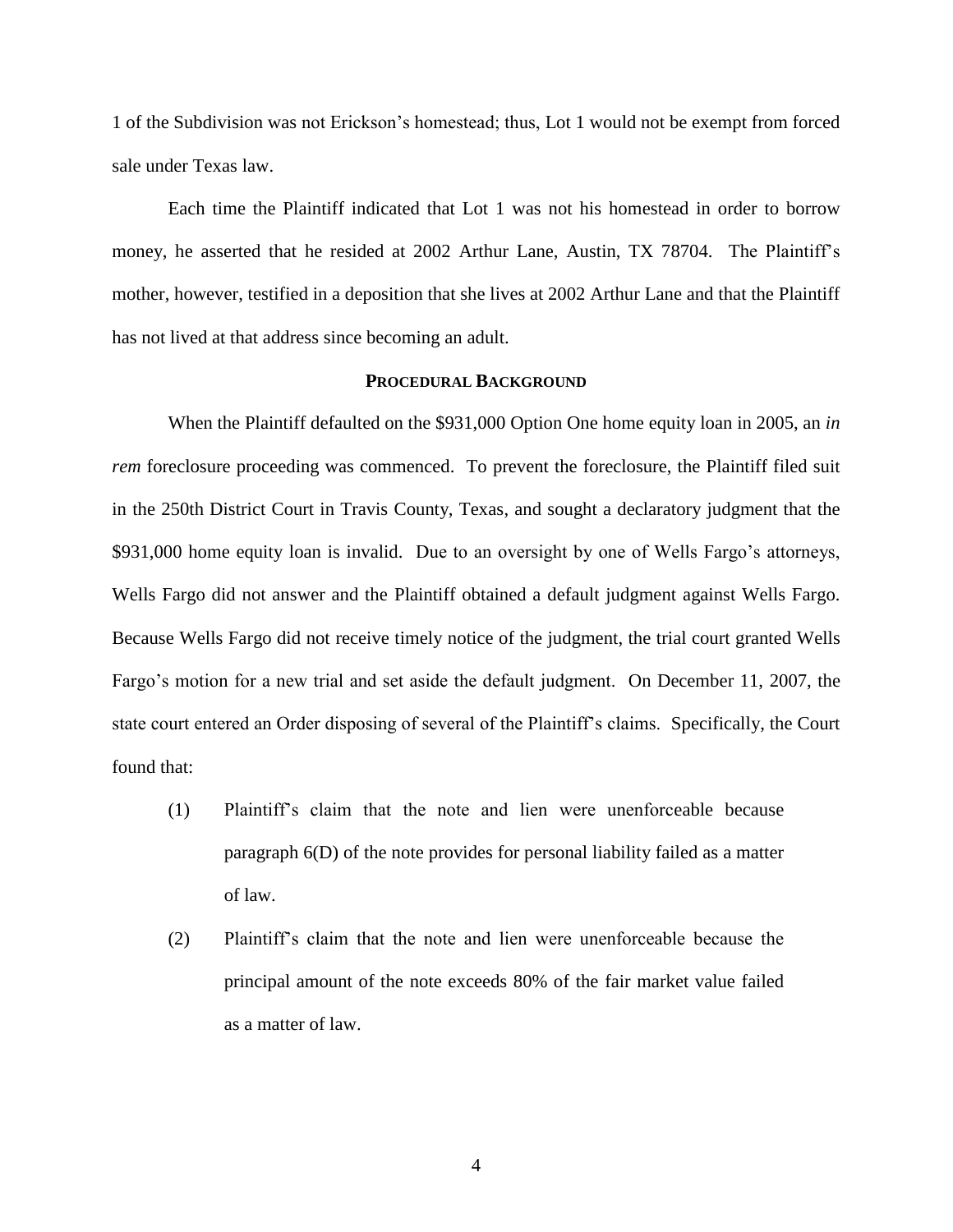1 of the Subdivision was not Erickson's homestead; thus, Lot 1 would not be exempt from forced sale under Texas law.

Each time the Plaintiff indicated that Lot 1 was not his homestead in order to borrow money, he asserted that he resided at 2002 Arthur Lane, Austin, TX 78704. The Plaintiff's mother, however, testified in a deposition that she lives at 2002 Arthur Lane and that the Plaintiff has not lived at that address since becoming an adult.

## PROCEDURAL BACKGROUND

When the Plaintiff defaulted on the $931,000 Option One home equity loan in 2005, an *in rem* foreclosure proceeding was commenced. To prevent the foreclosure, the Plaintiff filed suit in the 250th District Court in Travis County, Texas, and sought a declaratory judgment that the $931,000 home equity loan is invalid. Due to an oversight by one of Wells Fargo's attorneys, Wells Fargo did not answer and the Plaintiff obtained a default judgment against Wells Fargo. Because Wells Fargo did not receive timely notice of the judgment, the trial court granted Wells Fargo's motion for a new trial and set aside the default judgment. On December 11, 2007, the state court entered an Order disposing of several of the Plaintiff's claims. Specifically, the Court found that:

(1) Plaintiff's claim that the note and lien were unenforceable because paragraph 6(D) of the note provides for personal liability failed as a matter of law.

(2) Plaintiff's claim that the note and lien were unenforceable because the principal amount of the note exceeds 80% of the fair market value failed as a matter of law.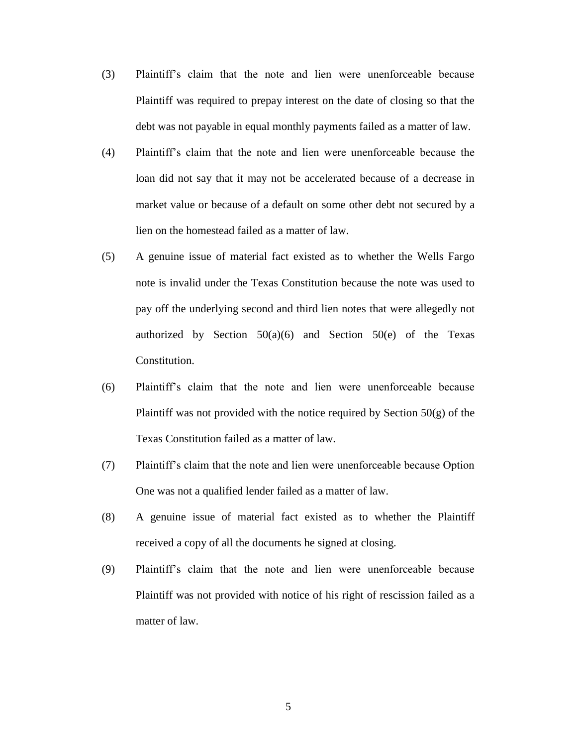(3) Plaintiff's claim that the note and lien were unenforceable because Plaintiff was required to prepay interest on the date of closing so that the debt was not payable in equal monthly payments failed as a matter of law.

(4) Plaintiff's claim that the note and lien were unenforceable because the loan did not say that it may not be accelerated because of a decrease in market value or because of a default on some other debt not secured by a lien on the homestead failed as a matter of law.

(5) A genuine issue of material fact existed as to whether the Wells Fargo note is invalid under the Texas Constitution because the note was used to pay off the underlying second and third lien notes that were allegedly not authorized by Section 50(a)(6) and Section 50(e) of the Texas Constitution.

(6) Plaintiff's claim that the note and lien were unenforceable because Plaintiff was not provided with the notice required by Section 50(g) of the Texas Constitution failed as a matter of law.

(7) Plaintiff's claim that the note and lien were unenforceable because Option One was not a qualified lender failed as a matter of law.

(8) A genuine issue of material fact existed as to whether the Plaintiff received a copy of all the documents he signed at closing.

(9) Plaintiff's claim that the note and lien were unenforceable because Plaintiff was not provided with notice of his right of rescission failed as a matter of law.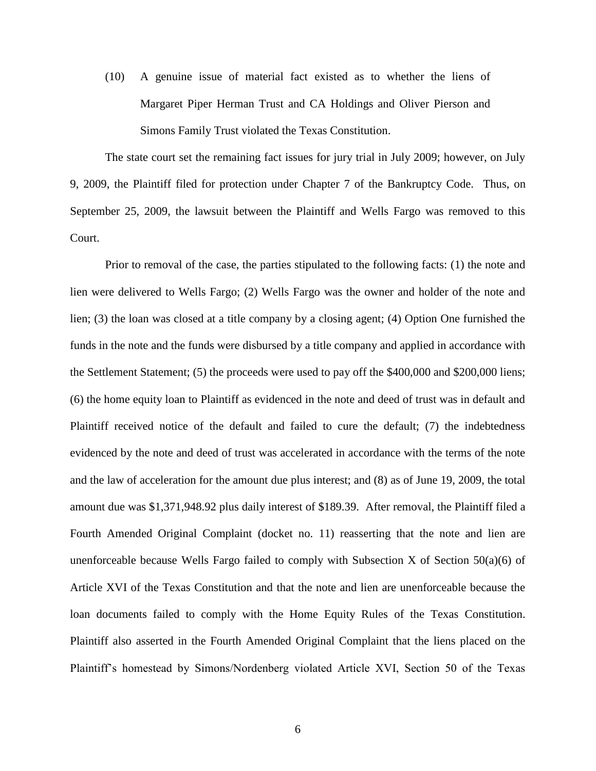(10) A genuine issue of material fact existed as to whether the liens of Margaret Piper Herman Trust and CA Holdings and Oliver Pierson and Simons Family Trust violated the Texas Constitution.

The state court set the remaining fact issues for jury trial in July 2009; however, on July 9, 2009, the Plaintiff filed for protection under Chapter 7 of the Bankruptcy Code. Thus, on September 25, 2009, the lawsuit between the Plaintiff and Wells Fargo was removed to this Court.

Prior to removal of the case, the parties stipulated to the following facts: (1) the note and lien were delivered to Wells Fargo; (2) Wells Fargo was the owner and holder of the note and lien; (3) the loan was closed at a title company by a closing agent; (4) Option One furnished the funds in the note and the funds were disbursed by a title company and applied in accordance with the Settlement Statement; (5) the proceeds were used to pay off the $400,000 and $200,000 liens; (6) the home equity loan to Plaintiff as evidenced in the note and deed of trust was in default and Plaintiff received notice of the default and failed to cure the default; (7) the indebtedness evidenced by the note and deed of trust was accelerated in accordance with the terms of the note and the law of acceleration for the amount due plus interest; and (8) as of June 19, 2009, the total amount due was $1,371,948.92 plus daily interest of $189.39. After removal, the Plaintiff filed a Fourth Amended Original Complaint (docket no. 11) reasserting that the note and lien are unenforceable because Wells Fargo failed to comply with Subsection X of Section 50(a)(6) of Article XVI of the Texas Constitution and that the note and lien are unenforceable because the loan documents failed to comply with the Home Equity Rules of the Texas Constitution. Plaintiff also asserted in the Fourth Amended Original Complaint that the liens placed on the Plaintiff's homestead by Simons/Nordenberg violated Article XVI, Section 50 of the Texas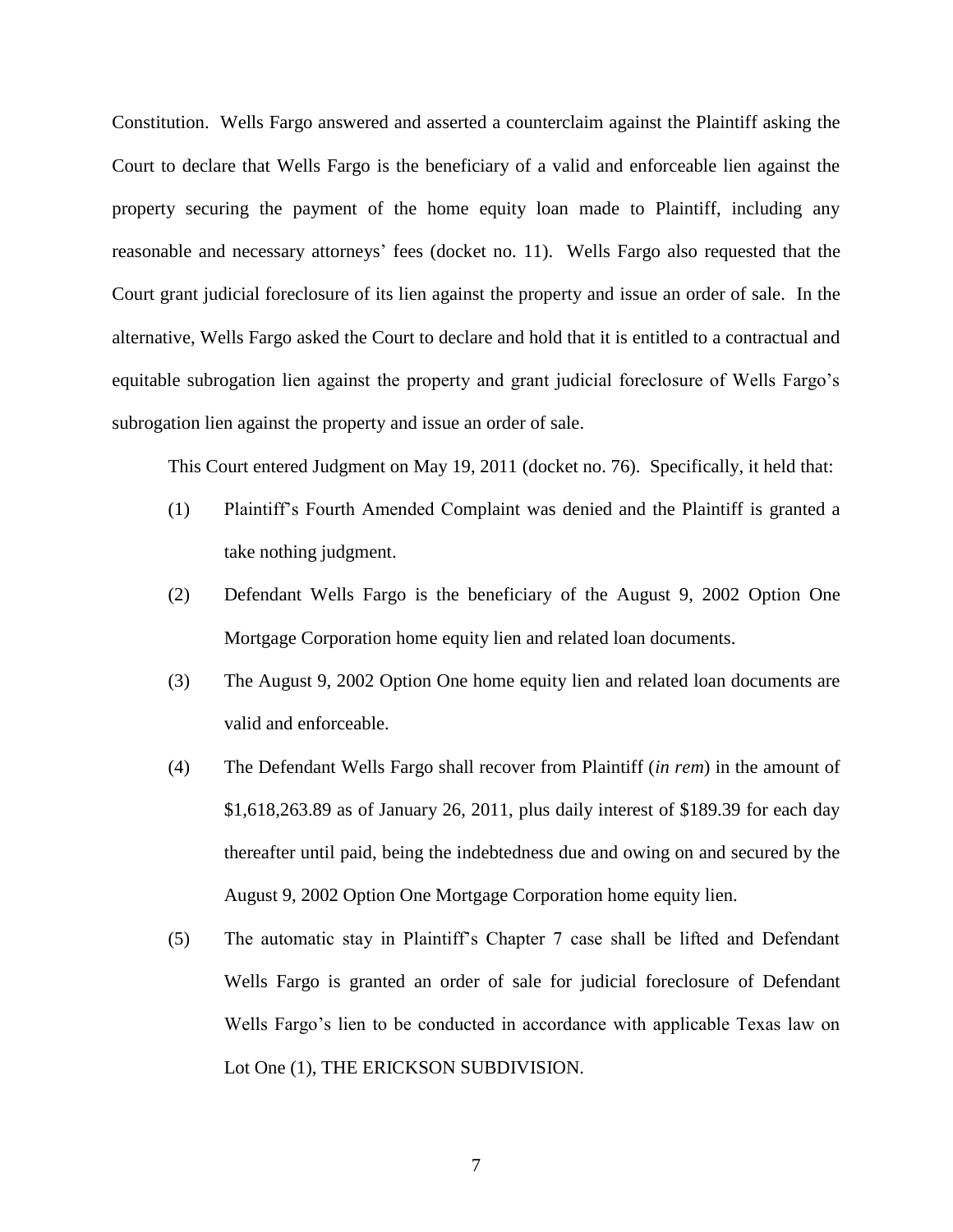Constitution. Wells Fargo answered and asserted a counterclaim against the Plaintiff asking the Court to declare that Wells Fargo is the beneficiary of a valid and enforceable lien against the property securing the payment of the home equity loan made to Plaintiff, including any reasonable and necessary attorneys' fees (docket no. 11). Wells Fargo also requested that the Court grant judicial foreclosure of its lien against the property and issue an order of sale. In the alternative, Wells Fargo asked the Court to declare and hold that it is entitled to a contractual and equitable subrogation lien against the property and grant judicial foreclosure of Wells Fargo's subrogation lien against the property and issue an order of sale.

This Court entered Judgment on May 19, 2011 (docket no. 76). Specifically, it held that:

(1) Plaintiff's Fourth Amended Complaint was denied and the Plaintiff is granted a take nothing judgment.

(2) Defendant Wells Fargo is the beneficiary of the August 9, 2002 Option One Mortgage Corporation home equity lien and related loan documents.

(3) The August 9, 2002 Option One home equity lien and related loan documents are valid and enforceable.

(4) The Defendant Wells Fargo shall recover from Plaintiff (*in rem*) in the amount of $1,618,263.89 as of January 26, 2011, plus daily interest of $189.39 for each day thereafter until paid, being the indebtedness due and owing on and secured by the August 9, 2002 Option One Mortgage Corporation home equity lien.

(5) The automatic stay in Plaintiff's Chapter 7 case shall be lifted and Defendant Wells Fargo is granted an order of sale for judicial foreclosure of Defendant Wells Fargo's lien to be conducted in accordance with applicable Texas law on Lot One (1), THE ERICKSON SUBDIVISION.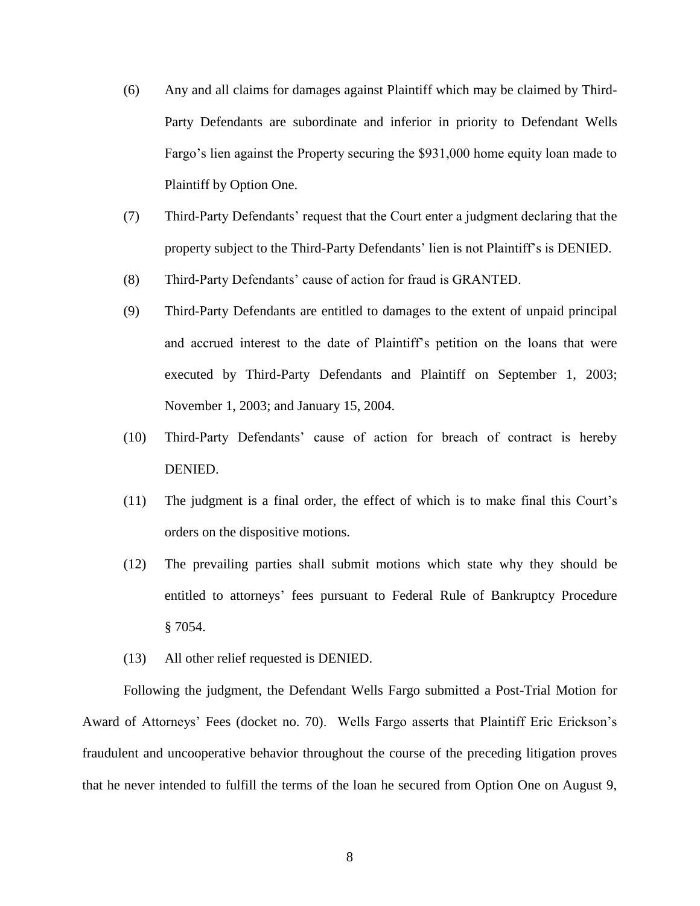(6) Any and all claims for damages against Plaintiff which may be claimed by Third-Party Defendants are subordinate and inferior in priority to Defendant Wells Fargo's lien against the Property securing the $931,000 home equity loan made to Plaintiff by Option One.

(7) Third-Party Defendants' request that the Court enter a judgment declaring that the property subject to the Third-Party Defendants' lien is not Plaintiff's is DENIED.

(8) Third-Party Defendants' cause of action for fraud is GRANTED.

(9) Third-Party Defendants are entitled to damages to the extent of unpaid principal and accrued interest to the date of Plaintiff's petition on the loans that were executed by Third-Party Defendants and Plaintiff on September 1, 2003; November 1, 2003; and January 15, 2004.

(10) Third-Party Defendants' cause of action for breach of contract is hereby DENIED.

(11) The judgment is a final order, the effect of which is to make final this Court's orders on the dispositive motions.

(12) The prevailing parties shall submit motions which state why they should be entitled to attorneys' fees pursuant to Federal Rule of Bankruptcy Procedure § 7054.

(13) All other relief requested is DENIED.

Following the judgment, the Defendant Wells Fargo submitted a Post-Trial Motion for Award of Attorneys' Fees (docket no. 70). Wells Fargo asserts that Plaintiff Eric Erickson's fraudulent and uncooperative behavior throughout the course of the preceding litigation proves that he never intended to fulfill the terms of the loan he secured from Option One on August 9,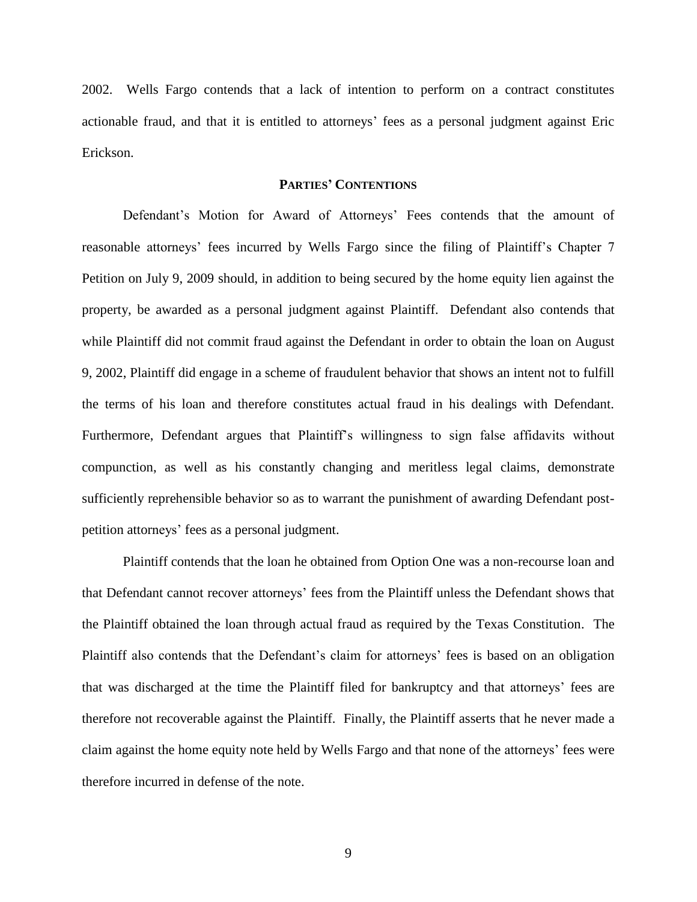2002. Wells Fargo contends that a lack of intention to perform on a contract constitutes actionable fraud, and that it is entitled to attorneys' fees as a personal judgment against Eric Erickson.

## PARTIES' CONTENTIONS

Defendant's Motion for Award of Attorneys' Fees contends that the amount of reasonable attorneys' fees incurred by Wells Fargo since the filing of Plaintiff's Chapter 7 Petition on July 9, 2009 should, in addition to being secured by the home equity lien against the property, be awarded as a personal judgment against Plaintiff. Defendant also contends that while Plaintiff did not commit fraud against the Defendant in order to obtain the loan on August 9, 2002, Plaintiff did engage in a scheme of fraudulent behavior that shows an intent not to fulfill the terms of his loan and therefore constitutes actual fraud in his dealings with Defendant. Furthermore, Defendant argues that Plaintiff's willingness to sign false affidavits without compunction, as well as his constantly changing and meritless legal claims, demonstrate sufficiently reprehensible behavior so as to warrant the punishment of awarding Defendant post-petition attorneys' fees as a personal judgment.

Plaintiff contends that the loan he obtained from Option One was a non-recourse loan and that Defendant cannot recover attorneys' fees from the Plaintiff unless the Defendant shows that the Plaintiff obtained the loan through actual fraud as required by the Texas Constitution. The Plaintiff also contends that the Defendant's claim for attorneys' fees is based on an obligation that was discharged at the time the Plaintiff filed for bankruptcy and that attorneys' fees are therefore not recoverable against the Plaintiff. Finally, the Plaintiff asserts that he never made a claim against the home equity note held by Wells Fargo and that none of the attorneys' fees were therefore incurred in defense of the note.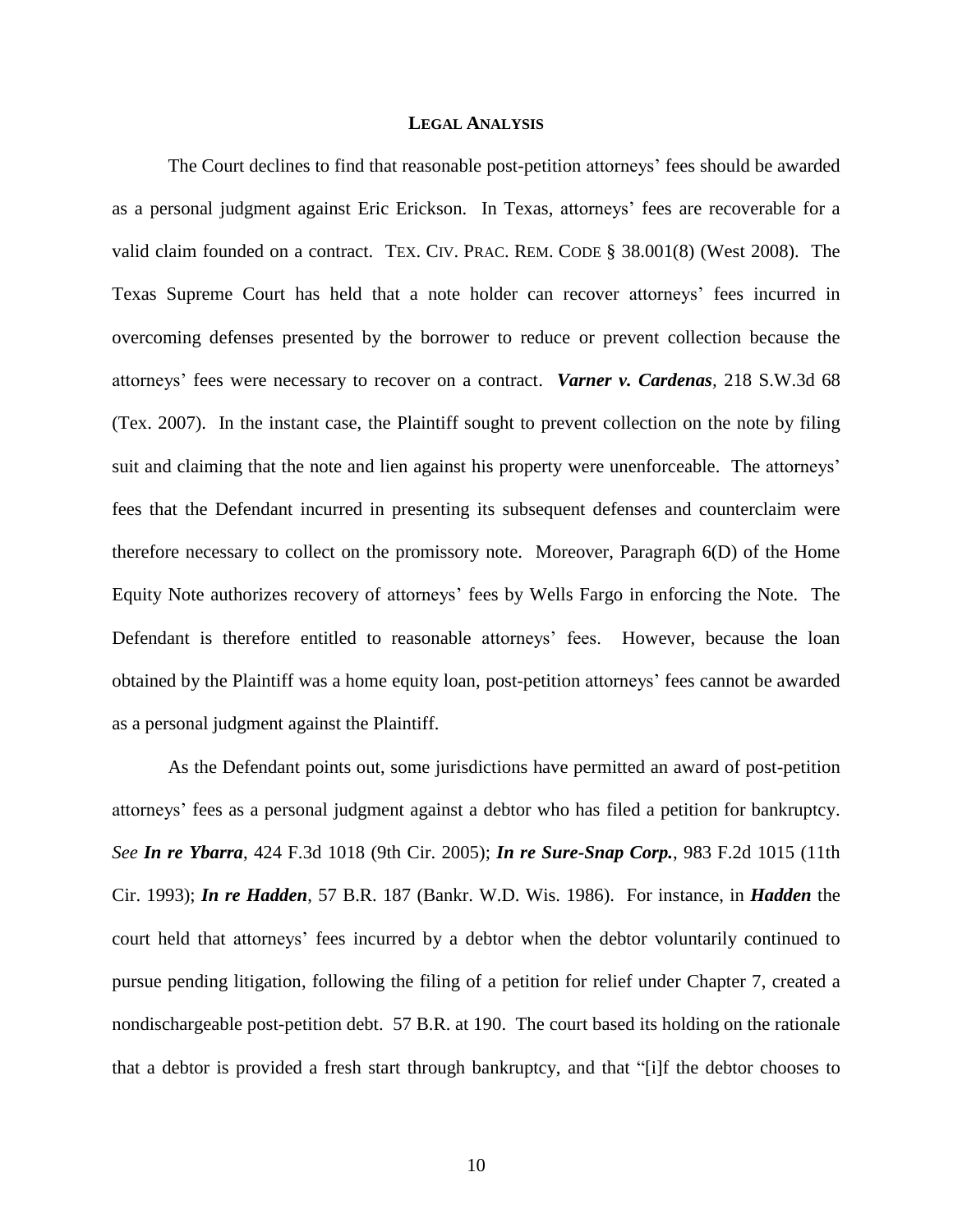## LEGAL ANALYSIS

The Court declines to find that reasonable post-petition attorneys' fees should be awarded as a personal judgment against Eric Erickson. In Texas, attorneys' fees are recoverable for a valid claim founded on a contract. TEX. CIV. PRAC. REM. CODE § 38.001(8) (West 2008). The Texas Supreme Court has held that a note holder can recover attorneys' fees incurred in overcoming defenses presented by the borrower to reduce or prevent collection because the attorneys' fees were necessary to recover on a contract. ***Varner v. Cardenas***, 218 S.W.3d 68 (Tex. 2007). In the instant case, the Plaintiff sought to prevent collection on the note by filing suit and claiming that the note and lien against his property were unenforceable. The attorneys' fees that the Defendant incurred in presenting its subsequent defenses and counterclaim were therefore necessary to collect on the promissory note. Moreover, Paragraph 6(D) of the Home Equity Note authorizes recovery of attorneys' fees by Wells Fargo in enforcing the Note. The Defendant is therefore entitled to reasonable attorneys' fees. However, because the loan obtained by the Plaintiff was a home equity loan, post-petition attorneys' fees cannot be awarded as a personal judgment against the Plaintiff.

As the Defendant points out, some jurisdictions have permitted an award of post-petition attorneys' fees as a personal judgment against a debtor who has filed a petition for bankruptcy. *See* ***In re Ybarra***, 424 F.3d 1018 (9th Cir. 2005); ***In re Sure-Snap Corp.***, 983 F.2d 1015 (11th Cir. 1993); ***In re Hadden***, 57 B.R. 187 (Bankr. W.D. Wis. 1986). For instance, in ***Hadden*** the court held that attorneys' fees incurred by a debtor when the debtor voluntarily continued to pursue pending litigation, following the filing of a petition for relief under Chapter 7, created a nondischargeable post-petition debt. 57 B.R. at 190. The court based its holding on the rationale that a debtor is provided a fresh start through bankruptcy, and that "[i]f the debtor chooses to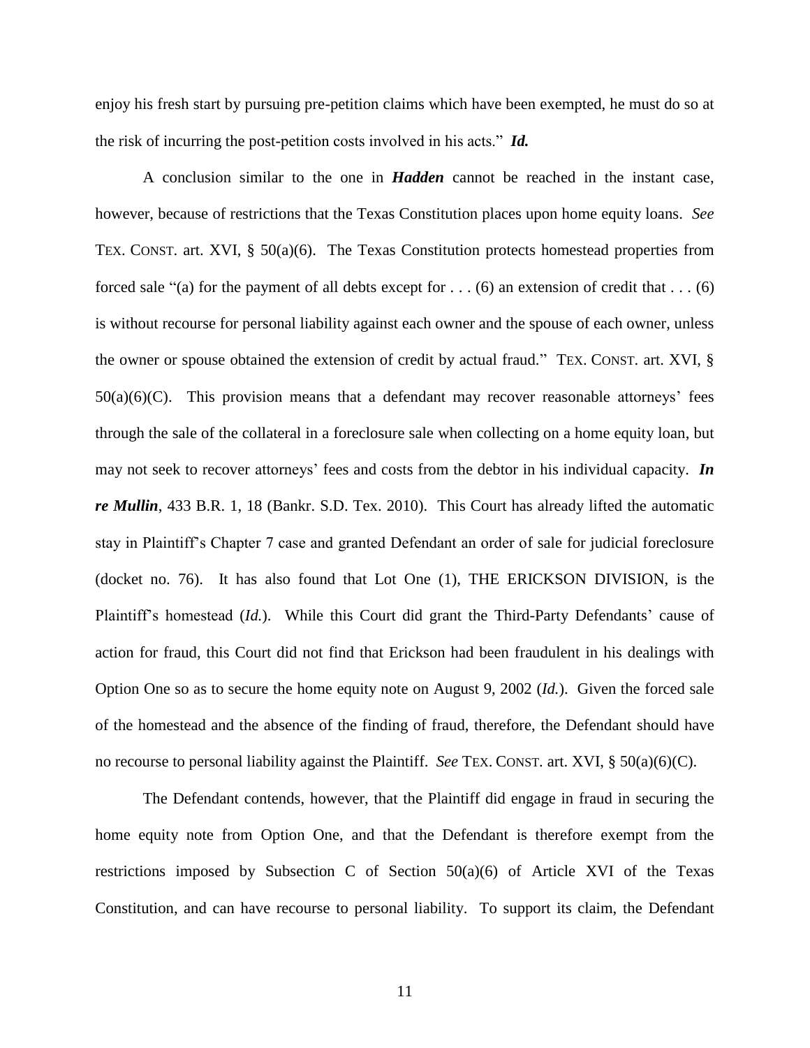enjoy his fresh start by pursuing pre-petition claims which have been exempted, he must do so at the risk of incurring the post-petition costs involved in his acts." ***Id.***

A conclusion similar to the one in ***Hadden*** cannot be reached in the instant case, however, because of restrictions that the Texas Constitution places upon home equity loans. *See* TEX. CONST. art. XVI, § 50(a)(6). The Texas Constitution protects homestead properties from forced sale "(a) for the payment of all debts except for . . . (6) an extension of credit that . . . (6) is without recourse for personal liability against each owner and the spouse of each owner, unless the owner or spouse obtained the extension of credit by actual fraud." TEX. CONST. art. XVI, § 50(a)(6)(C). This provision means that a defendant may recover reasonable attorneys' fees through the sale of the collateral in a foreclosure sale when collecting on a home equity loan, but may not seek to recover attorneys' fees and costs from the debtor in his individual capacity. ***In re Mullin***, 433 B.R. 1, 18 (Bankr. S.D. Tex. 2010). This Court has already lifted the automatic stay in Plaintiff's Chapter 7 case and granted Defendant an order of sale for judicial foreclosure (docket no. 76). It has also found that Lot One (1), THE ERICKSON DIVISION, is the Plaintiff's homestead (*Id.*). While this Court did grant the Third-Party Defendants' cause of action for fraud, this Court did not find that Erickson had been fraudulent in his dealings with Option One so as to secure the home equity note on August 9, 2002 (*Id.*). Given the forced sale of the homestead and the absence of the finding of fraud, therefore, the Defendant should have no recourse to personal liability against the Plaintiff. *See* TEX. CONST. art. XVI, § 50(a)(6)(C).

The Defendant contends, however, that the Plaintiff did engage in fraud in securing the home equity note from Option One, and that the Defendant is therefore exempt from the restrictions imposed by Subsection C of Section 50(a)(6) of Article XVI of the Texas Constitution, and can have recourse to personal liability. To support its claim, the Defendant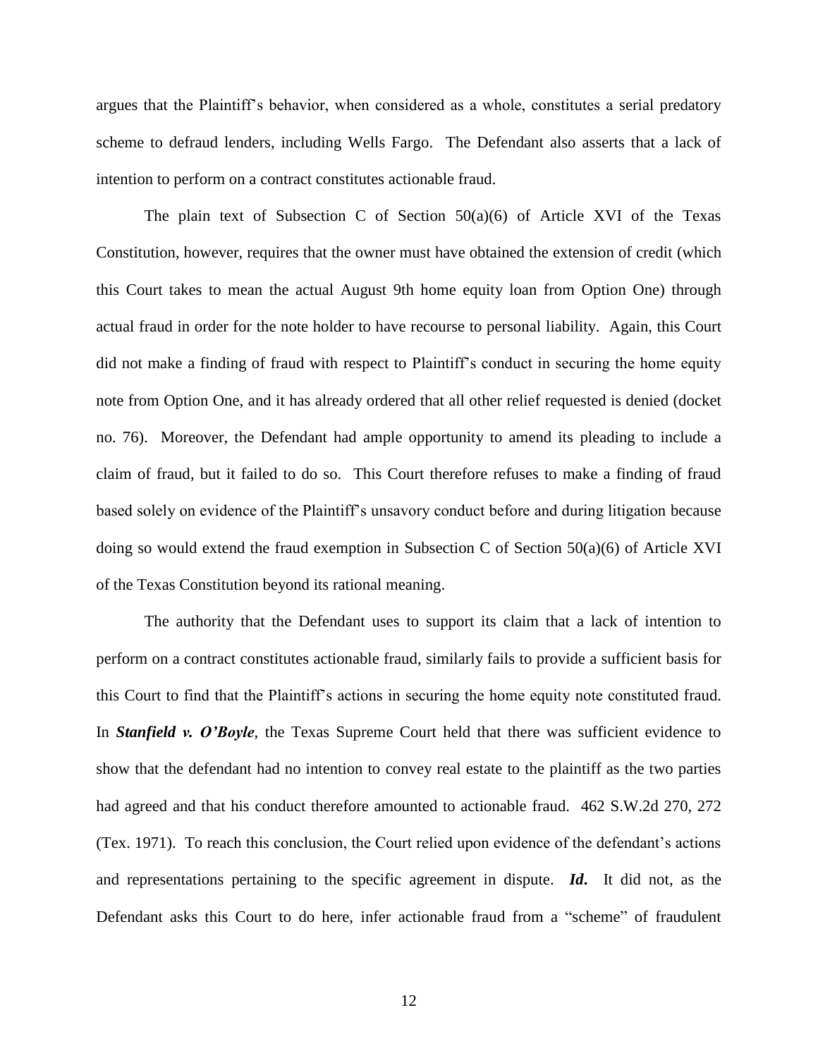argues that the Plaintiff's behavior, when considered as a whole, constitutes a serial predatory scheme to defraud lenders, including Wells Fargo. The Defendant also asserts that a lack of intention to perform on a contract constitutes actionable fraud.

The plain text of Subsection C of Section 50(a)(6) of Article XVI of the Texas Constitution, however, requires that the owner must have obtained the extension of credit (which this Court takes to mean the actual August 9th home equity loan from Option One) through actual fraud in order for the note holder to have recourse to personal liability. Again, this Court did not make a finding of fraud with respect to Plaintiff's conduct in securing the home equity note from Option One, and it has already ordered that all other relief requested is denied (docket no. 76). Moreover, the Defendant had ample opportunity to amend its pleading to include a claim of fraud, but it failed to do so. This Court therefore refuses to make a finding of fraud based solely on evidence of the Plaintiff's unsavory conduct before and during litigation because doing so would extend the fraud exemption in Subsection C of Section 50(a)(6) of Article XVI of the Texas Constitution beyond its rational meaning.

The authority that the Defendant uses to support its claim that a lack of intention to perform on a contract constitutes actionable fraud, similarly fails to provide a sufficient basis for this Court to find that the Plaintiff's actions in securing the home equity note constituted fraud. In ***Stanfield v. O'Boyle***, the Texas Supreme Court held that there was sufficient evidence to show that the defendant had no intention to convey real estate to the plaintiff as the two parties had agreed and that his conduct therefore amounted to actionable fraud. 462 S.W.2d 270, 272 (Tex. 1971). To reach this conclusion, the Court relied upon evidence of the defendant's actions and representations pertaining to the specific agreement in dispute. ***Id.*** It did not, as the Defendant asks this Court to do here, infer actionable fraud from a "scheme" of fraudulent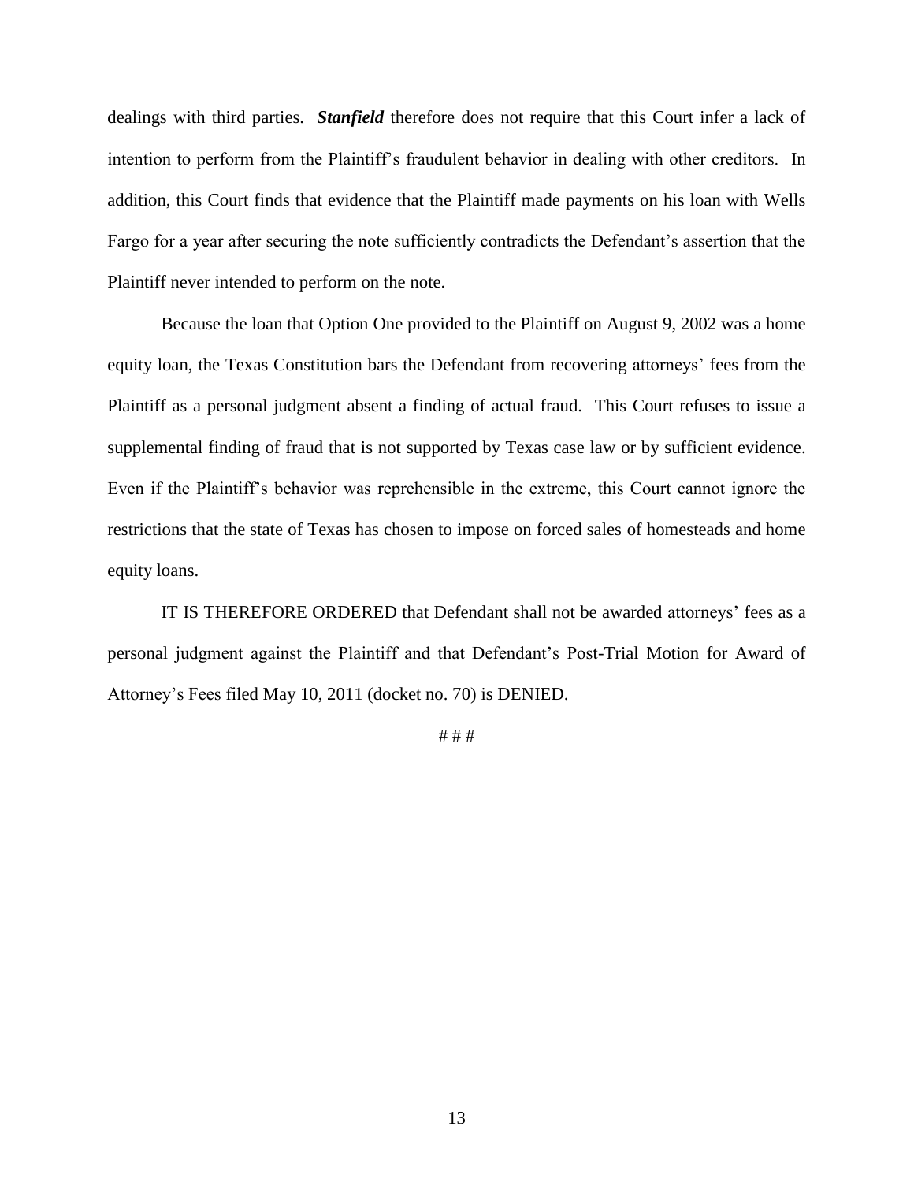dealings with third parties. ***Stanfield*** therefore does not require that this Court infer a lack of intention to perform from the Plaintiff's fraudulent behavior in dealing with other creditors. In addition, this Court finds that evidence that the Plaintiff made payments on his loan with Wells Fargo for a year after securing the note sufficiently contradicts the Defendant's assertion that the Plaintiff never intended to perform on the note.

Because the loan that Option One provided to the Plaintiff on August 9, 2002 was a home equity loan, the Texas Constitution bars the Defendant from recovering attorneys' fees from the Plaintiff as a personal judgment absent a finding of actual fraud. This Court refuses to issue a supplemental finding of fraud that is not supported by Texas case law or by sufficient evidence. Even if the Plaintiff's behavior was reprehensible in the extreme, this Court cannot ignore the restrictions that the state of Texas has chosen to impose on forced sales of homesteads and home equity loans.

IT IS THEREFORE ORDERED that Defendant shall not be awarded attorneys' fees as a personal judgment against the Plaintiff and that Defendant's Post-Trial Motion for Award of Attorney's Fees filed May 10, 2011 (docket no. 70) is DENIED.

# # #